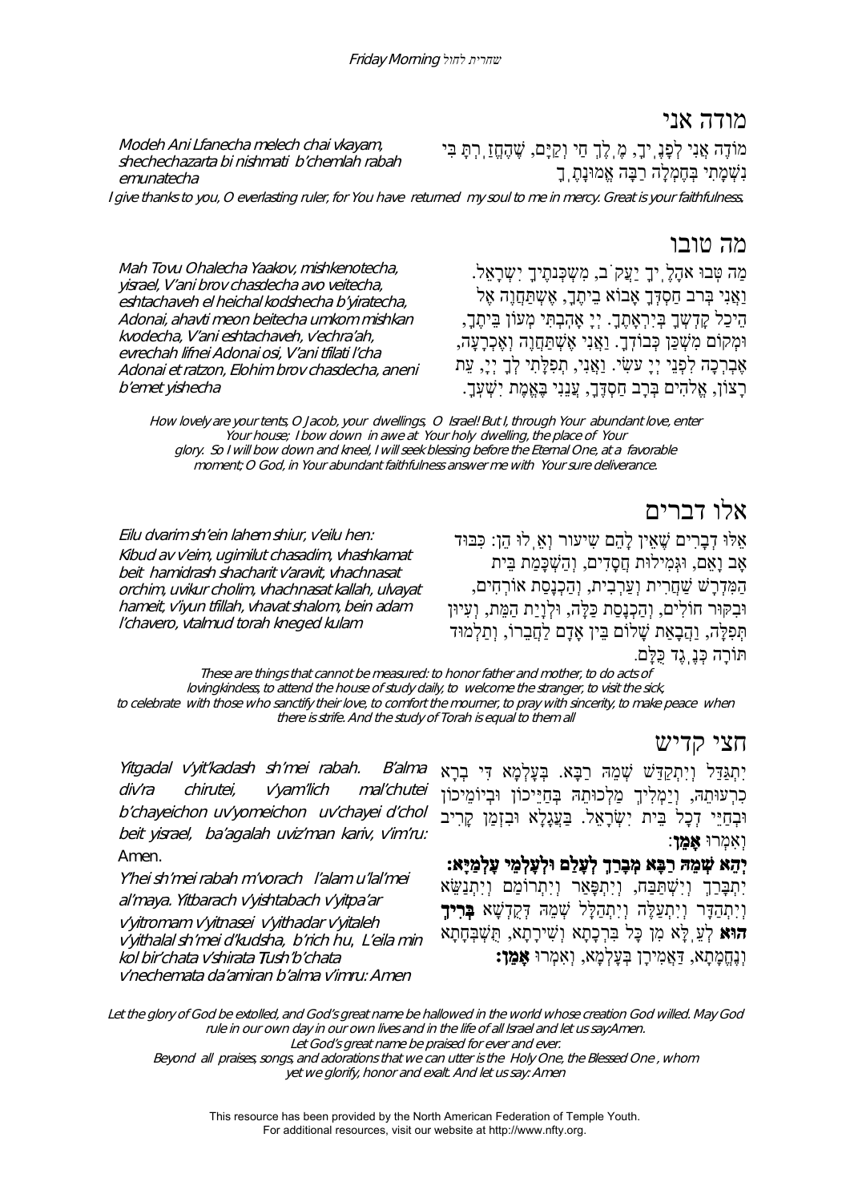## מודה אני

מוֹדֶה אֲנִי לְפָנֶיךָ, מֶלֶךְ חַי וְקַיָּם, שֶׁהֶחֱזַרְתָּ בִּי נִשְׁמָתִי בְּחֶמְלָה רַבָּה אֱמוּנָתֶךָ

*Modeh Ani Lfanecha melech chai vkayam, shechechazarta bi nishmati b'chemlah rabah emunatecha*

*I give thanks to you, O everlasting ruler, for You have returned my soul to me in mercy. Great is your faithfulness.*

## מה טובו

מַה טֹּבוּ אֹהָלֶיךָ יַעֲקֹב, מִשְׁכְּנֹתֶיךָ יִשְׂרָאֵל. וַאֲנִי בְּרֹב חַסְדְּךָ אָבוֹא בֵיתֶךָ, אֶשְׁתַּחֲוֶה אֶל הֵיכַל קָדְשְׁךָ בְּיִרְאָתֶךָ. יְיָ אָהַבְתִּי מְעוֹן בֵּיתֶךָ, וּמְקוֹם מִשְׁכַּן כְּבוֹדֶךָ. וַאֲנִי אֶשְׁתַּחֲוֶה וְאֶכְרָעָה, אֶבְרְכָה לִפְנֵי יְיָ עֹשִׂי. וַאֲנִי, תְפִלָּתִי לְךָ יְיָ, עֵת רָצוֹן, אֱלֹהִים בְּרָב חַסְדֶּךָ, עֲנֵנִי בֶּאֱמֶת יִשְׁעֶךָ.

*Mah Tovu Ohalecha Yaakov, mishkenotecha, yisrael, V'ani brov chasdecha avo veitecha, eshtachaveh el heichal kodshecha b'yiratecha, Adonai, ahavti meon beitecha umkom mishkan kvodecha, V'ani eshtachaveh, v'echra'ah, evrechah lifnei Adonai osi, V'ani tfilati l'cha Adonai et ratzon, Elohim brov chasdecha, aneni b'emet yishecha*

*How lovely are your tents, O Jacob, your dwellings, O Israel! But I, through Your abundant love, enter Your house; I bow down in awe at Your holy dwelling, the place of Your glory. So I will bow down and kneel, I will seek blessing before the Eternal One, at a favorable moment; O God, in Your abundant faithfulness answer me with Your sure deliverance.*

## אלו דברים

אֵלּוּ דְבָרִים שֶׁאֵין לָהֶם שִׁיעוּר וְאֵלּוּ הֵן: כִּבּוּד אָב וָאֵם, וּגְמִילוּת חֲסָדִים, וְהַשְׁכָּמַת בֵּית הַמִּדְרָשׁ שַׁחֲרִית וְעַרְבִית, וְהַכְנָסַת אוֹרְחִים, וּבִקּוּר חוֹלִים, וְהַכְנָסַת כַּלָּה, וּלְוָיַת הַמֵּת, וְעִיּוּן תְּפִלָּה, וַהֲבָאַת שָׁלוֹם בֵּין אָדָם לַחֲבֵרוֹ, וְתַלְמוּד תּוֹרָה כְּנֶגֶד כֻּלָּם.

*Eilu dvarim sh'ein lahem shiur, v'eilu hen: Kibud av v'eim, ugimilut chasadim, vhashkamat beit hamidrash shacharit v'aravit, vhachnasat orchim, uvikur cholim, vhachnasat kallah, ulvayat hameit, v'iyun tfillah, vhavat shalom, bein adam l'chavero, vtalmud torah kneged kulam*

*These are things that cannot be measured: to honor father and mother, to do acts of lovingkindness, to attend the house of study daily, to welcome the stranger, to visit the sick, to celebrate with those who sanctify their love, to comfort the mourner, to pray with sincerity, to make peace when there is strife. And the study of Torah is equal to them all*

## חצי קדיש

יִתְגַּדַּל וְיִתְקַדַּשׁ שְׁמֵהּ רַבָּא. בְּעָלְמָא דִּי בְרָא כִרְעוּתֵהּ, וְיַמְלִיךְ מַלְכוּתֵהּ בְּחַיֵּיכוֹן וּבְיוֹמֵיכוֹן וּבְחַיֵּי דְכָל בֵּית יִשְׂרָאֵל. בַּעֲגָלָא וּבִזְמַן קָרִיב וְאִמְרוּ **אָמֵן**:

**יְהֵא שְׁמֵהּ רַבָּא מְבָרַךְ לְעָלַם וּלְעָלְמֵי עָלְמַיָּא:**

יִתְבָּרַךְ וְיִשְׁתַּבַּח, וְיִתְפָּאַר וְיִתְרוֹמַם וְיִתְנַשֵּׂא וְיִתְהַדָּר וְיִתְעַלֶּה וְיִתְהַלָּל שְׁמֵהּ דְּקֻדְשָׁא **בְּרִיךְ הוּא** לְעֵלָּא מִן כָּל בִּרְכָתָא וְשִׁירָתָא, תֻּשְׁבְּחָתָא וְנֶחֱמָתָא, דַּאֲמִירָן בְּעָלְמָא, וְאִמְרוּ **אָמֵן:**

*Yitgadal v'yit'kadash sh'mei rabah. B'alma div'ra chirutei, v'yam'lich mal'chutei b'chayeichon uv'yomeichon uv'chayei d'chol beit yisrael, ba'agalah uviz'man kariv, v'im'ru:* Amen.

*Y'hei sh'mei rabah m'vorach l'alam u'lal'mei al'maya. Yitbarach v'yishtabach v'yitpa'ar v'yitromam v'yitnasei v'yithadar v'yitaleh v'yithalal sh'mei d'kudsha, b'rich hu, L'eila min kol bir'chata v'shirata Tush'b'chata v'nechemata da'amiran b'alma v'imru: Amen*

*Let the glory of God be extolled, and God's great name be hallowed in the world whose creation God willed. May God rule in our own day in our own lives and in the life of all Israel and let us say:Amen.*
*Let God's great name be praised for ever and ever.*
*Beyond all praises, songs, and adorations that we can utter is the Holy One, the Blessed One , whom yet we glorify, honor and exalt. And let us say: Amen*

This resource has been provided by the North American Federation of Temple Youth.
For additional resources, visit our website at http://www.nfty.org.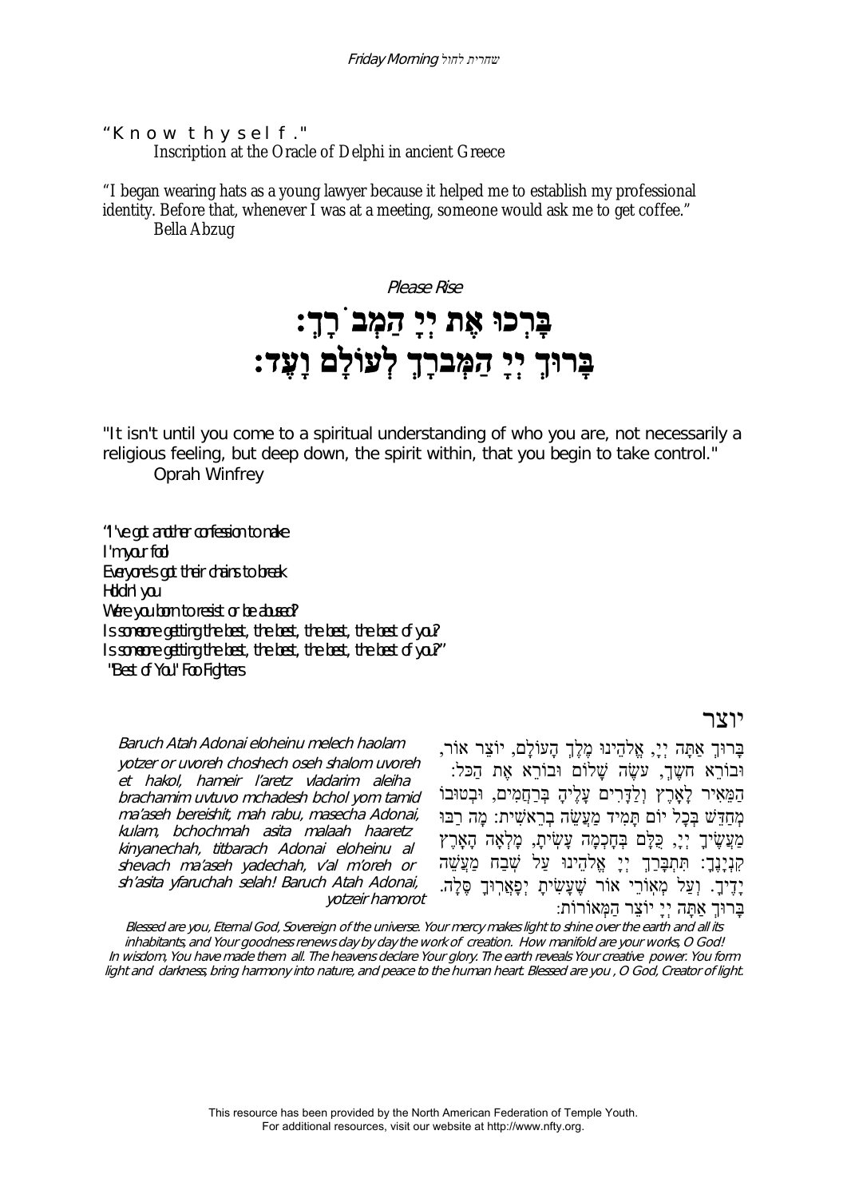"K n o w t h y s e l f ."
Inscription at the Oracle of Delphi in ancient Greece

"I began wearing hats as a young lawyer because it helped me to establish my professional identity. Before that, whenever I was at a meeting, someone would ask me to get coffee."
Bella Abzug

*Please Rise*

# בָּרְכוּ אֶת יְיָ הַמְּבֹרָךְ:
# בָּרוּךְ יְיָ הַמְּבֹרָךְ לְעוֹלָם וָעֶד:

"It isn't until you come to a spiritual understanding of who you are, not necessarily a religious feeling, but deep down, the spirit within, that you begin to take control."
Oprah Winfrey

*"I've got another confession to make*
*I'm your fool*
*Everyone's got their chains to break*
*Holdin' you*
*Were you born to resist or be abused?*
*Is someone getting the best, the best, the best, the best of you?*
*Is someone getting the best, the best, the best, the best of you?"*
*"Best of You" Foo Fighters*

## יוצר

בָּרוּךְ אַתָּה יְיָ, אֱלֹהֵינוּ מֶלֶךְ הָעוֹלָם, יוֹצֵר אוֹר, וּבוֹרֵא חשֶׁךְ, עשֶׂה שָׁלוֹם וּבוֹרֵא אֶת הַכֹּל: הַמֵּאִיר לָאָרֶץ וְלַדָּרִים עָלֶיהָ בְּרַחֲמִים, וּבְטוּבוֹ מְחַדֵּשׁ בְּכָל יוֹם תָּמִיד מַעֲשֵׂה בְרֵאשִׁית: מָה רַבּוּ מַעֲשֶׂיךָ יְיָ, כֻּלָּם בְּחָכְמָה עָשִׂיתָ, מָלְאָה הָאָרֶץ קִנְיָנֶךָ: תִּתְבָּרַךְ יְיָ אֱלֹהֵינוּ עַל שֶׁבַח מַעֲשֵׂה יָדֶיךָ. וְעַל מְאוֹרֵי אוֹר שֶׁעָשִׂיתָ יְפָאֲרוּךָ סֶּלָה. בָּרוּךְ אַתָּה יְיָ יוֹצֵר הַמְּאוֹרוֹת:

*Baruch Atah Adonai eloheinu melech haolam yotzer or uvoreh choshech oseh shalom uvoreh et hakol, hameir l'aretz vladarim aleiha brachamim uvtuvo mchadesh bchol yom tamid ma'aseh bereishit, mah rabu, masecha Adonai, kulam, bchochmah asita malaah haaretz kinyanechah, titbarach Adonai eloheinu al shevach ma'aseh yadechah, v'al m'oreh or sh'asita yfaruchah selah! Baruch Atah Adonai, yotzeir hamorot*

*Blessed are you, Eternal God, Sovereign of the universe. Your mercy makes light to shine over the earth and all its inhabitants, and Your goodness renews day by day the work of creation. How manifold are your works, O God! In wisdom, You have made them all. The heavens declare Your glory. The earth reveals Your creative power. You form light and darkness, bring harmony into nature, and peace to the human heart. Blessed are you , O God, Creator of light.*

This resource has been provided by the North American Federation of Temple Youth.
For additional resources, visit our website at http://www.nfty.org.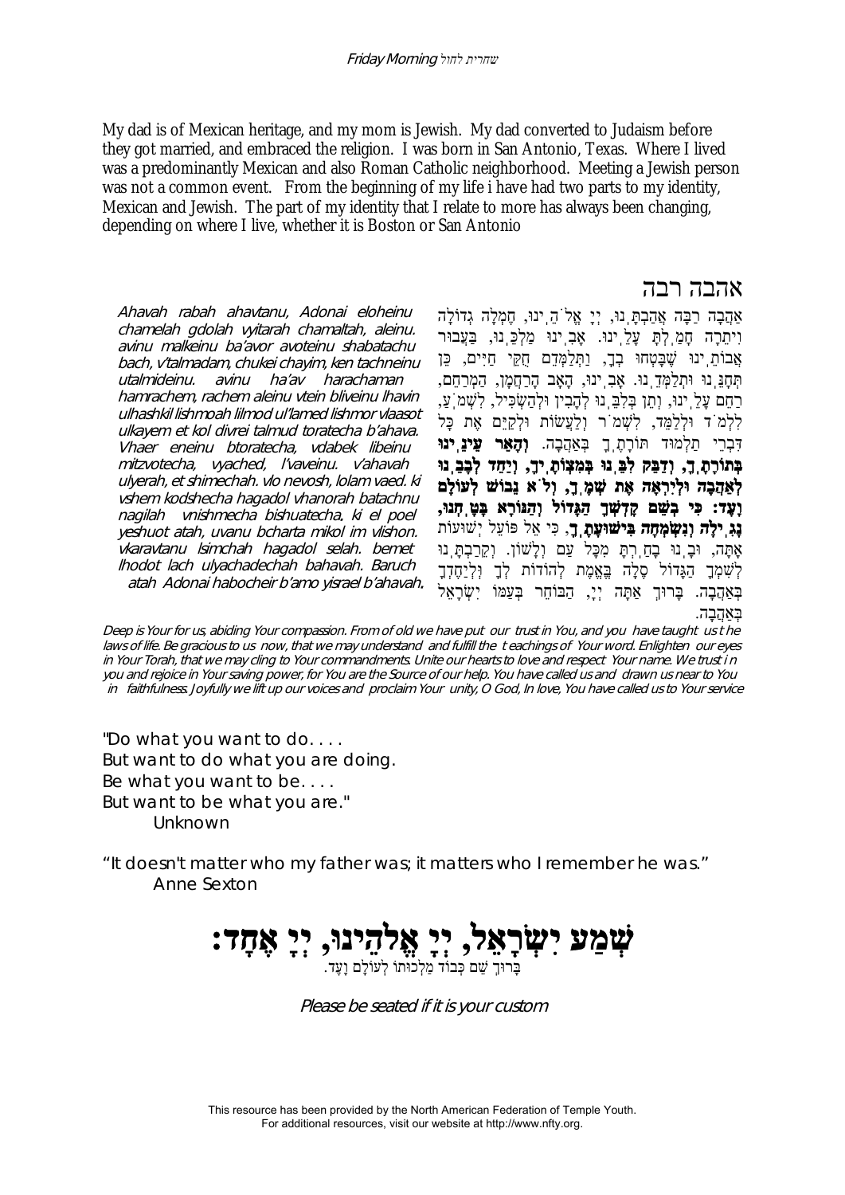My dad is of Mexican heritage, and my mom is Jewish. My dad converted to Judaism before they got married, and embraced the religion. I was born in San Antonio, Texas. Where I lived was a predominantly Mexican and also Roman Catholic neighborhood. Meeting a Jewish person was not a common event. From the beginning of my life i have had two parts to my identity, Mexican and Jewish. The part of my identity that I relate to more has always been changing, depending on where I live, whether it is Boston or San Antonio

## אהבה רבה

אַהֲבָה רַבָּה אֲהַבְתָּנוּ, יְיָ אֱלֹהֵינוּ, חֶמְלָה גְדוֹלָה וִיתֵרָה חָמַלְתָּ עָלֵינוּ. אָבִינוּ מַלְכֵּנוּ, בַּעֲבוּר אֲבוֹתֵינוּ שֶׁבָּטְחוּ בְךָ, וַתְּלַמְּדֵם חֻקֵּי חַיִּים, כֵּן תְּחָנֵּנוּ וּתְלַמְּדֵנוּ. אָבִינוּ, הָאָב הָרַחֲמָן, הַמְרַחֵם, רַחֵם עָלֵינוּ, וְתֵן בְּלִבֵּנוּ לְהָבִין וּלְהַשְׂכִּיל, לִשְׁמֹעַ, לִלְמֹד וּלְלַמֵּד, לִשְׁמֹר וְלַעֲשׂוֹת וּלְקַיֵּם אֶת כָּל דִּבְרֵי תַלְמוּד תּוֹרָתֶךָ בְּאַהֲבָה. **וְהָאֵר עֵינֵינוּ בְּתוֹרָתֶךָ, וְדַבֵּק לִבֵּנוּ בְּמִצְוֹתֶיךָ, וְיַחֵד לְבָבֵנוּ לְאַהֲבָה וּלְיִרְאָה אֶת שְׁמֶךָ, וְלֹא נֵבוֹשׁ לְעוֹלָם וָעֶד: כִּי בְשֵׁם קָדְשְׁךָ הַגָּדוֹל וְהַנּוֹרָא בָּטָחְנוּ, נָגִילָה וְנִשְׂמְחָה בִּישׁוּעָתֶךָ**, כִּי אֵל פּוֹעֵל יְשׁוּעוֹת אָתָּה, וּבָנוּ בָחַרְתָּ מִכָּל עַם וְלָשׁוֹן. וְקֵרַבְתָּנוּ לְשִׁמְךָ הַגָּדוֹל סֶלָה בֶּאֱמֶת לְהוֹדוֹת לְךָ וּלְיַחֶדְךָ בְּאַהֲבָה. בָּרוּךְ אַתָּה יְיָ, הַבּוֹחֵר בְּעַמּוֹ יִשְׂרָאֵל בְּאַהֲבָה.

*Ahavah rabah ahavtanu, Adonai eloheinu chamelah gdolah vyitarah chamaltah, aleinu. avinu malkeinu ba'avor avoteinu shabatachu bach, v'talmadam, chukei chayim, ken tachneinu utalmideinu. avinu ha'av harachaman hamrachem, rachem aleinu vtein bliveinu lhavin ulhashkil lishmoah lilmod ul'lamed lishmor vlaasot ulkayem et kol divrei talmud toratecha b'ahava. Vhaer eneinu btoratecha, vdabek libeinu mitzvotecha, vyached, l'vaveinu. v'ahavah ulyerah, et shimechah. vlo nevosh, lolam vaed. ki vshem kodshecha hagadol vhanorah batachnu nagilah vnishmecha bishuatecha. ki el poel yeshuot atah, uvanu bcharta mikol im vlishon. vkaravtanu lsimchah hagadol selah. bemet lhodot lach ulyachadechah bahavah. Baruch atah Adonai habocheir b'amo yisrael b'ahavah.*

*Deep is Your for us, abiding Your compassion. From of old we have put our trust in You, and you have taught us the laws of life. Be gracious to us now, that we may understand and fulfill the teachings of Your word. Enlighten our eyes in Your Torah, that we may cling to Your commandments. Unite our hearts to love and respect Your name. We trust in you and rejoice in Your saving power, for You are the Source of our help. You have called us and drawn us near to You in faithfulness. Joyfully we lift up our voices and proclaim Your unity, O God, In love, You have called us to Your service*

"Do what you want to do. . . .
But want to do what you are doing.
Be what you want to be. . . .
But want to be what you are."
Unknown

"It doesn't matter who my father was; it matters who I remember he was."
Anne Sexton

**שְׁמַע יִשְׂרָאֵל, יְיָ אֱלֹהֵינוּ, יְיָ אֶחָד:**

בָּרוּךְ שֵׁם כְּבוֹד מַלְכוּתוֹ לְעוֹלָם וָעֶד.

*Please be seated if it is your custom*

This resource has been provided by the North American Federation of Temple Youth.
For additional resources, visit our website at http://www.nfty.org.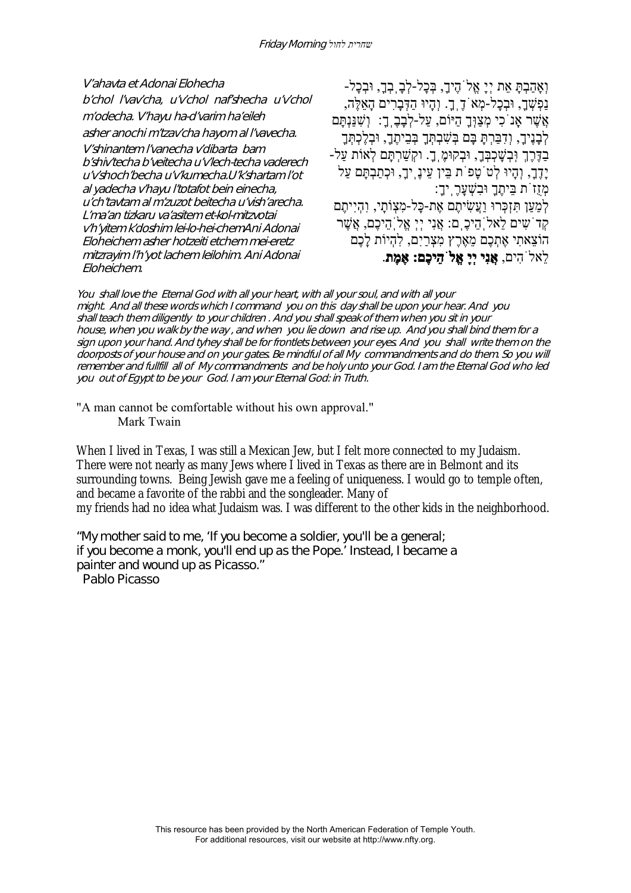V'ahavta et Adonai Elohecha b'chol l'vav'cha, u'v'chol naf'shecha u'v'chol m'odecha. V'hayu ha-d'varim ha'eileh asher anochi m'tzav'cha hayom al l'vavecha. V'shinantem l'vanecha v'dibarta bam b'shiv'techa b'veitecha u'v'lech-techa vaderech u'v'shoch'becha u'v'kumecha.U'k'shartam l'ot al yadecha v'hayu l'totafot bein einecha, u'ch'tavtam al m'zuzot beitecha u'vish'arecha. L'ma'an tizkaru va'asitem et-kol-mitzvotai v'h'yitem k'doshim lei-lo-hei-chemAni Adonai Eloheichem asher hotzeiti etchem mei-eretz mitzrayim l'h'yot lachem leilohim. Ani Adonai Eloheichem.

וְאָהַבְתָּ אֵת יְיָ אֱלֹהֶיךָ, בְּכָל-לְבָבְךָ, וּבְכָל-נַפְשְׁךָ, וּבְכָל-מְאֹדֶךָ. וְהָיוּ הַדְּבָרִים הָאֵלֶּה, אֲשֶׁר אָנֹכִי מְצַוְּךָ הַיּוֹם, עַל-לְבָבֶךָ: וְשִׁנַּנְתָּם לְבָנֶיךָ, וְדִבַּרְתָּ בָּם בְּשִׁבְתְּךָ בְּבֵיתֶךָ, וּבְלֶכְתְּךָ בַדֶּרֶךְ וּבְשָׁכְבְּךָ, וּבְקוּמֶךָ. וּקְשַׁרְתָּם לְאוֹת עַל-יָדֶךָ, וְהָיוּ לְטֹטָפֹת בֵּין עֵינֶיךָ, וּכְתַבְתָּם עַל מְזֻזֹת בֵּיתֶךָ וּבִשְׁעָרֶיךָ: לְמַעַן תִּזְכְּרוּ וַעֲשִׂיתֶם אֶת-כָּל-מִצְוֹתָי, וִהְיִיתֶם קְדֹשִׁים לֵאלֹהֵיכֶם: אֲנִי יְיָ אֱלֹהֵיכֶם, אֲשֶׁר הוֹצֵאתִי אֶתְכֶם מֵאֶרֶץ מִצְרַיִם, לִהְיוֹת לָכֶם לֵאלֹהִים, **אֲנִי יְיָ אֱלֹהֵיכֶם: אֱמֶת**.

*You shall love the Eternal God with all your heart, with all your soul, and with all your might. And all these words which I command you on this day shall be upon your hear. And you shall teach them diligently to your children . And you shall speak of them when you sit in your house, when you walk by the way , and when you lie down and rise up. And you shall bind them for a sign upon your hand. And tyhey shall be for frontlets between your eyes. And you shall write them on the doorposts of your house and on your gates. Be mindful of all My commandments and do them. So you will remember and fullfill all of My commandments and be holy unto your God. I am the Eternal God who led you out of Egypt to be your God. I am your Eternal God: in Truth.*

"A man cannot be comfortable without his own approval."
Mark Twain

When I lived in Texas, I was still a Mexican Jew, but I felt more connected to my Judaism. There were not nearly as many Jews where I lived in Texas as there are in Belmont and its surrounding towns. Being Jewish gave me a feeling of uniqueness. I would go to temple often, and became a favorite of the rabbi and the songleader. Many of my friends had no idea what Judaism was. I was different to the other kids in the neighborhood.

"My mother said to me, 'If you become a soldier, you'll be a general; if you become a monk, you'll end up as the Pope.' Instead, I became a painter and wound up as Picasso."
Pablo Picasso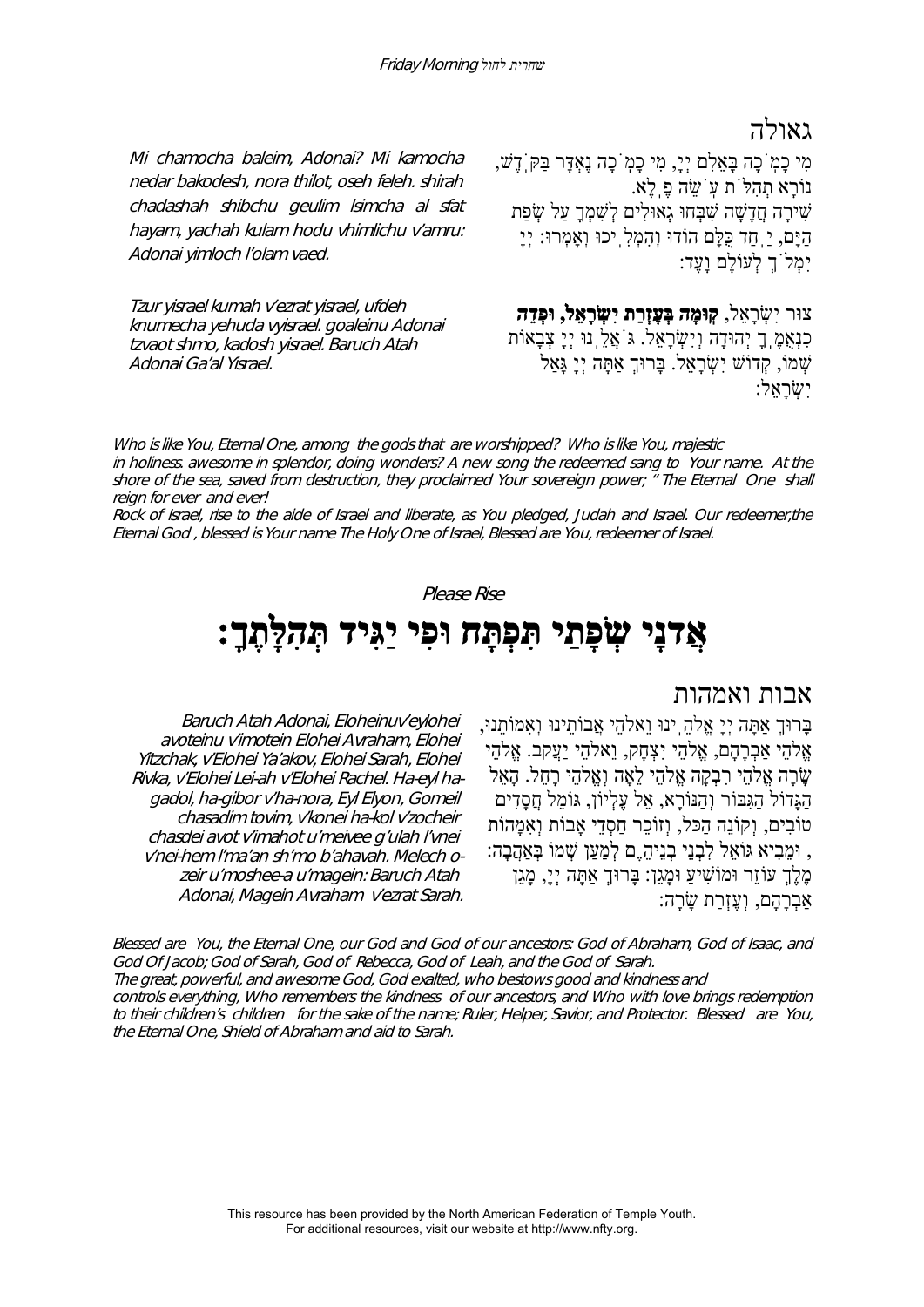## גאולה

מִי כָמֹ֫כָה בָּאֵלִם יְיָ, מִי כָּמֹ֫כָה נֶאְדָּר בַּקֹּ֫דֶשׁ, נוֹרָא תְהִלֹּ֫ת עֹ֫שֵׂה פֶ֫לֶא. שִׁירָה חֲדָשָׁה שִׁבְּחוּ גְאוּלִים לְשִׁמְךָ עַל שְׂפַת הַיָּם, יַ֫חַד כֻּלָּם הוֹדוּ וְהִמְלִ֫יכוּ וְאָמְרוּ: יְיָ יִמְלֹ֫ךְ לְעוֹלָם וָעֶד:

*Mi chamocha baleim, Adonai? Mi kamocha nedar bakodesh, nora thilot, oseh feleh. shirah chadashah shibchu geulim lsimcha al sfat hayam, yachah kulam hodu vhimlichu v'amru: Adonai yimloch l'olam vaed.*

צוּר יִשְׂרָאֵל, **קוּמָה בְּעֶזְרַת יִשְׂרָאֵל, וּפְדֵה** כִנְאֻמֶ֫ךָ יְהוּדָה וְיִשְׂרָאֵל. גֹּ֫אֲלֵ֫נוּ יְיָ צְבָאוֹת שְׁמוֹ, קְדוֹשׁ יִשְׂרָאֵל. בָּרוּךְ אַתָּה יְיָ גָּאַל יִשְׂרָאֵל:

*Tzur yisrael kumah v'ezrat yisrael, ufdeh knumecha yehuda vyisrael. goaleinu Adonai tzvaot shmo, kadosh yisrael. Baruch Atah Adonai Ga'al Yisrael.*

*Who is like You, Eternal One, among the gods that are worshipped? Who is like You, majestic in holiness. awesome in splendor, doing wonders? A new song the redeemed sang to Your name. At the shore of the sea, saved from destruction, they proclaimed Your sovereign power; " The Eternal One shall reign for ever and ever!*
*Rock of Israel, rise to the aide of Israel and liberate, as You pledged, Judah and Israel. Our redeemer,the Eternal God , blessed is Your name The Holy One of Israel, Blessed are You, redeemer of Israel.*

*Please Rise*

# אֲדנָי שְׂפָתַי תִּפְתָּח וּפִי יַגִּיד תְּהִלָּתֶךָ:

## אבות ואמהות

בָּרוּךְ אַתָּה יְיָ אֱלֹהֵ֫ינוּ וֵאלֹהֵי אֲבוֹתֵינוּ וְאִמּוֹתֵנוּ, אֱלֹהֵי אַבְרָהָם, אֱלֹהֵי יִצְחָק, וֵאלֹהֵי יַעֲקֹב. אֱלֹהֵי שָׂרָה אֱלֹהֵי רִבְקָה אֱלֹהֵי לֵאָה וֶאֱלֹהֵי רָחֵל. הָאֵל הַגָּדוֹל הַגִּבּוֹר וְהַנּוֹרָא, אֵל עֶלְיוֹן, גּוֹמֵל חֲסָדִים טוֹבִים, וְקוֹנֵה הַכֹּל, וְזוֹכֵר חַסְדֵי אָבוֹת וְאִמָּהוֹת, וּמֵבִיא גוֹאֵל לִבְנֵי בְנֵיהֶ֫ם לְמַ֫עַן שְׁמוֹ בְּאַהֲבָה: מֶלֶךְ עוֹזֵר וּמוֹשִׁיעַ וּמָגֵן: בָּרוּךְ אַתָּה יְיָ, מָגֵן אַבְרָהָם, וְעֶזְרַת שָׂרָה:

*Baruch Atah Adonai, Eloheinuv'eylohei avoteinu v'imotein Elohei Avraham, Elohei Yitzchak, v'Elohei Ya'akov, Elohei Sarah, Elohei Rivka, v'Elohei Lei-ah v'Elohei Rachel. Ha-eyl ha-gadol, ha-gibor v'ha-nora, Eyl Elyon, Gomeil chasadim tovim, v'konei ha-kol v'zocheir chasdei avot v'imahot u'meivee g'ulah l'vnei v'nei-hem l'ma'an sh'mo b'ahavah. Melech o-zeir u'moshee-a u'magein: Baruch Atah Adonai, Magein Avraham v'ezrat Sarah.*

*Blessed are You, the Eternal One, our God and God of our ancestors: God of Abraham, God of Isaac, and God Of Jacob; God of Sarah, God of Rebecca, God of Leah, and the God of Sarah.*
*The great, powerful, and awesome God, God exalted, who bestows good and kindness and controls everything, Who remembers the kindness of our ancestors, and Who with love brings redemption to their children's children for the sake of the name; Ruler, Helper, Savior, and Protector. Blessed are You, the Eternal One, Shield of Abraham and aid to Sarah.*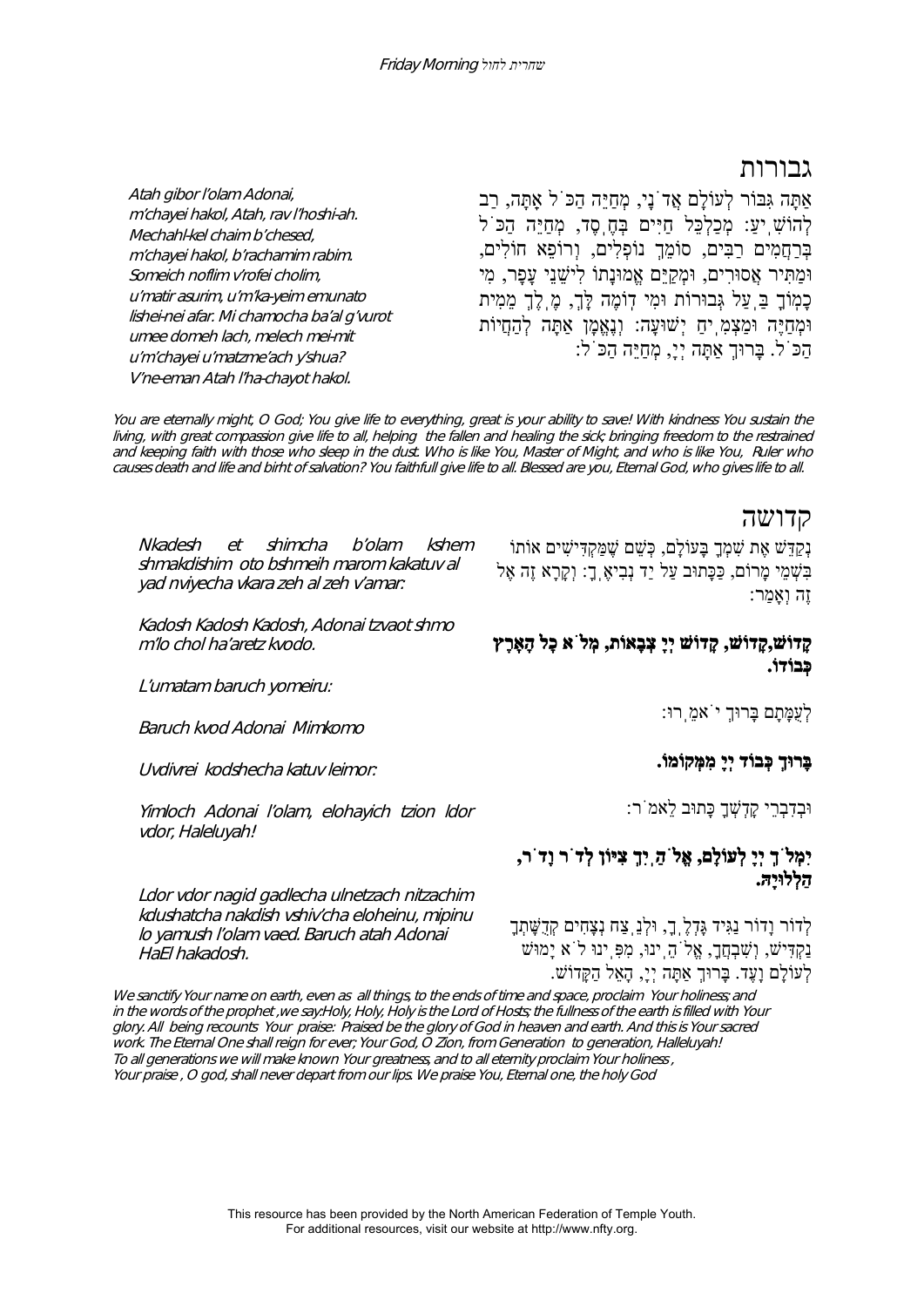## גבורות

אַתָּה גִּבּוֹר לְעוֹלָם אֲדֹנָי, מְחַיֵּה הַכֹּל אָתָּה, רַב לְהוֹשִׁיעַ: מְכַלְכֵּל חַיִּים בְּחֶסֶד, מְחַיֵּה הַכֹּל בְּרַחֲמִים רַבִּים, סוֹמֵךְ נוֹפְלִים, וְרוֹפֵא חוֹלִים, וּמַתִּיר אֲסוּרִים, וּמְקַיֵּם אֱמוּנָתוֹ לִישֵׁנֵי עָפָר, מִי כָמוֹךָ בַּעַל גְּבוּרוֹת וּמִי דּוֹמֶה לָּךְ, מֶלֶךְ מֵמִית וּמְחַיֶּה וּמַצְמִיחַ יְשׁוּעָה: וְנֶאֱמָן אַתָּה לְהַחֲיוֹת הַכֹּל. בָּרוּךְ אַתָּה יְיָ, מְחַיֵּה הַכֹּל:

*Atah gibor l'olam Adonai,*
*m'chayei hakol, Atah, rav l'hoshi-ah.*
*Mechahl-kel chaim b'chesed,*
*m'chayei hakol, b'rachamim rabim.*
*Someich noflim v'rofei cholim,*
*u'matir asurim, u'm'ka-yeim emunato*
*lishei-nei afar. Mi chamocha ba'al g'vurot*
*umee domeh lach, melech mei-mit*
*u'm'chayei u'matzme'ach y'shua?*
*V'ne-eman Atah l'ha-chayot hakol.*

*You are eternally might, O God; You give life to everything, great is your ability to save! With kindness You sustain the living, with great compassion give life to all, helping the fallen and healing the sick; bringing freedom to the restrained and keeping faith with those who sleep in the dust. Who is like You, Master of Might, and who is like You, Ruler who causes death and life and birht of salvation? You faithfull give life to all. Blessed are you, Eternal God, who gives life to all.*

## קדושה

נְקַדֵּשׁ אֶת שִׁמְךָ בָּעוֹלָם, כְּשֵׁם שֶׁמַּקְדִּישִׁים אוֹתוֹ בִּשְׁמֵי מָרוֹם, כַּכָּתוּב עַל יַד נְבִיאֶךָ: וְקָרָא זֶה אֶל זֶה וְאָמַר:

*Nkadesh et shimcha b'olam kshem shmakdishim oto bshmeih marom kakatuv al yad nviyecha vkara zeh al zeh v'amar:*

**קָדוֹשׁ,קָדוֹשׁ, קָדוֹשׁ יְיָ צְבָאוֹת, מְלֹא כָל הָאָרֶץ כְּבוֹדוֹ.**

*Kadosh Kadosh Kadosh, Adonai tzvaot shmo m'lo chol ha'aretz kvodo.*

לְעֻמָּתָם בָּרוּךְ יֹאמֵרוּ:

*L'umatam baruch yomeiru:*

**בָּרוּךְ כְּבוֹד יְיָ מִמְּקוֹמוֹ.**

*Baruch kvod Adonai Mimkomo*

וּבְדִבְרֵי קָדְשְׁךָ כָּתוּב לֵאמֹר:

*Uvdivrei kodshecha katuv leimor:*

**יִמְלֹךְ יְיָ לְעוֹלָם, אֱלֹהַיִךְ צִיּוֹן לְדֹר וָדֹר, הַלְלוּיָהּ.**

*Yimloch Adonai l'olam, elohayich tzion ldor vdor, Haleluyah!*

לְדוֹר וָדוֹר נַגִּיד גָּדְלֶךָ, וּלְנֵצַח נְצָחִים קְדֻשָּׁתְךָ נַקְדִּישׁ, וְשִׁבְחֲךָ, אֱלֹהֵינוּ, מִפִּינוּ לֹא יָמוּשׁ לְעוֹלָם וָעֶד. בָּרוּךְ אַתָּה יְיָ, הָאֵל הַקָּדוֹשׁ.

*Ldor vdor nagid gadlecha ulnetzach nitzachim kdushatcha nakdish vshiv'cha eloheinu, mipinu lo yamush l'olam vaed. Baruch atah Adonai HaEl hakadosh.*

*We sanctify Your name on earth, even as all things, to the ends of time and space, proclaim Your holiness; and in the words of the prophet ,we say:Holy, Holy, Holy is the Lord of Hosts; the fullness of the earth is filled with Your glory. All being recounts Your praise: Praised be the glory of God in heaven and earth. And this is Your sacred work. The Eternal One shall reign for ever; Your God, O Zion, from Generation to generation, Halleluyah! To all generations we will make known Your greatness, and to all eternity proclaim Your holiness , Your praise , O god, shall never depart from our lips. We praise You, Eternal one, the holy God*

This resource has been provided by the North American Federation of Temple Youth.
For additional resources, visit our website at http://www.nfty.org.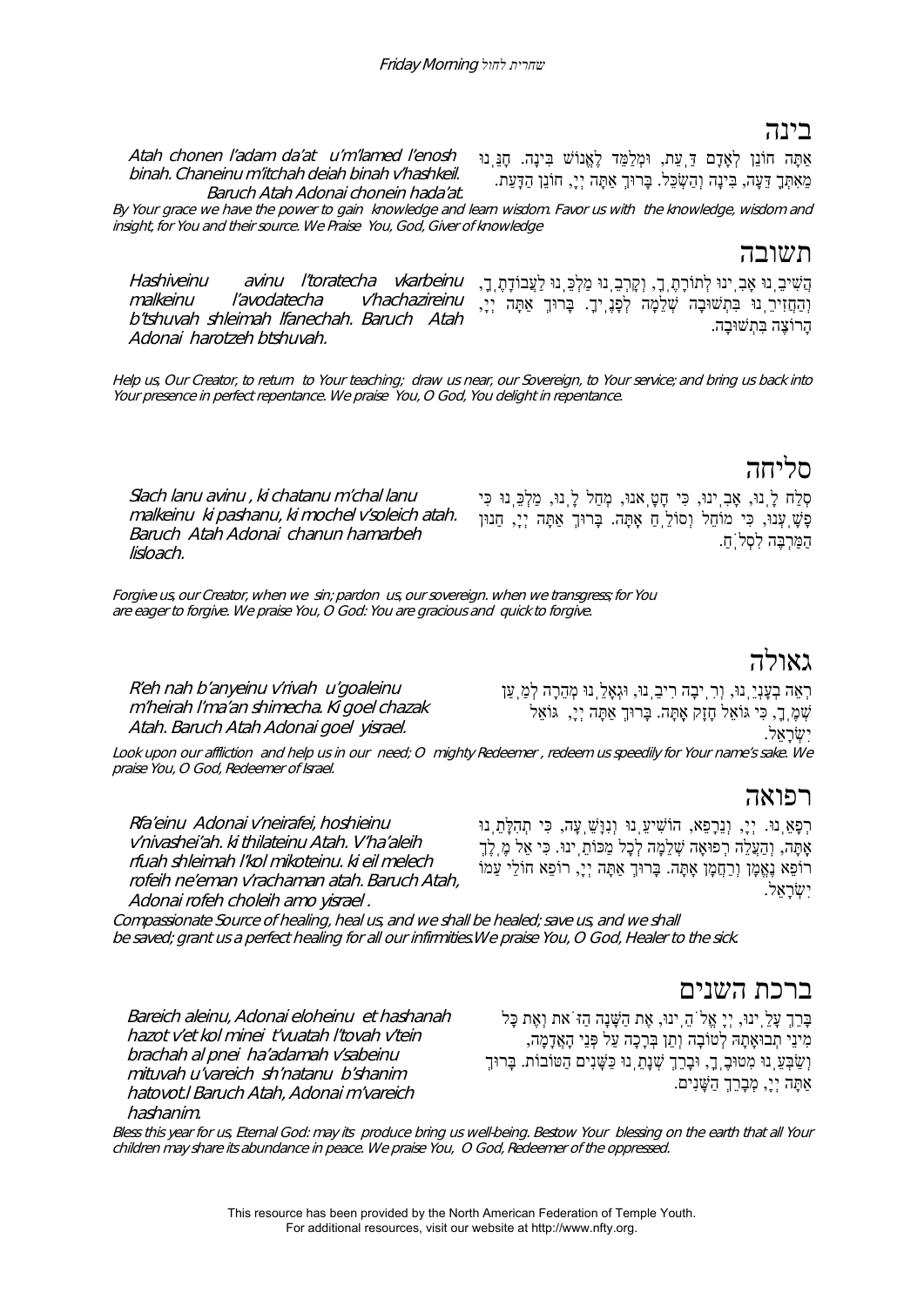## בינה

אַתָּה חוֹנֵן לְאָדָם דַּעַת, וּמְלַמֵּד לֶאֱנוֹשׁ בִּינָה. חָנֵּנוּ מֵאִתְּךָ דֵּעָה, בִּינָה וְהַשְׂכֵּל. בָּרוּךְ אַתָּה יְיָ, חוֹנֵן הַדָּעַת.

*Atah chonen l'adam da'at u'm'lamed l'enosh binah. Chaneinu m'itchah deiah binah v'hashkeil. Baruch Atah Adonai chonein hada'at.*

*By Your grace we have the power to gain knowledge and learn wisdom. Favor us with the knowledge, wisdom and insight, for You and their source. We Praise You, God, Giver of knowledge*

## תשובה

הֲשִׁיבֵנוּ אָבִינוּ לְתוֹרָתֶךָ, וְקָרְבֵנוּ מַלְכֵּנוּ לַעֲבוֹדָתֶךָ, וְהַחֲזִירֵנוּ בִּתְשׁוּבָה שְׁלֵמָה לְפָנֶיךָ. בָּרוּךְ אַתָּה יְיָ, הָרוֹצֶה בִּתְשׁוּבָה.

*Hashiveinu avinu l'toratecha vkarbeinu malkeinu l'avodatecha v'hachazireinu b'tshuvah shleimah lfanechah. Baruch Atah Adonai harotzeh btshuvah.*

*Help us, Our Creator, to return to Your teaching; draw us near, our Sovereign, to Your service; and bring us back into Your presence in perfect repentance. We praise You, O God, You delight in repentance.*

## סליחה

סְלַח לָנוּ, אָבִינוּ, כִּי חָטָאנוּ, מְחַל לָנוּ, מַלְכֵּנוּ כִּי פָשָׁעְנוּ, כִּי מוֹחֵל וְסוֹלֵחַ אָתָּה. בָּרוּךְ אַתָּה יְיָ, חַנּוּן הַמַּרְבֶּה לִסְלֹחַ.

*Slach lanu avinu , ki chatanu m'chal lanu malkeinu ki pashanu, ki mochel v'soleich atah. Baruch Atah Adonai chanun hamarbeh lisloach.*

*Forgive us, our Creator, when we sin; pardon us, our sovereign. when we transgress; for You are eager to forgive. We praise You, O God: You are gracious and quick to forgive.*

## גאולה

רְאֵה בְעָנְיֵנוּ, וְרִיבָה רִיבֵנוּ, וּגְאָלֵנוּ מְהֵרָה לְמַעַן שְׁמֶךָ, כִּי גוֹאֵל חָזָק אָתָּה. בָּרוּךְ אַתָּה יְיָ, גּוֹאֵל יִשְׂרָאֵל.

*R'eh nah b'anyeinu v'rivah u'goaleinu m'heirah l'ma'an shimecha. Ki goel chazak Atah. Baruch Atah Adonai goel yisrael.*

*Look upon our affliction and help us in our need; O mighty Redeemer , redeem us speedily for Your name's sake. We praise You, O God, Redeemer of Israel.*

## רפואה

רְפָאֵנוּ. יְיָ, וְנֵרָפֵא, הוֹשִׁיעֵנוּ וְנִוָּשֵׁעָה, כִּי תְהִלָּתֵנוּ אָתָּה, וְהַעֲלֵה רְפוּאָה שְׁלֵמָה לְכָל מַכּוֹתֵינוּ. כִּי אֵל מֶלֶךְ רוֹפֵא נֶאֱמָן וְרַחֲמָן אָתָּה. בָּרוּךְ אַתָּה יְיָ, רוֹפֵא חוֹלֵי עַמּוֹ יִשְׂרָאֵל.

*Rfa'einu Adonai v'neirafei, hoshieinu v'nivashei'ah. ki thilateinu Atah. V'ha'aleih rfuah shleimah l'kol mikoteinu. ki eil melech rofeih ne'eman v'rachaman atah. Baruch Atah, Adonai rofeh choleih amo yisrael .*

*Compassionate Source of healing, heal us, and we shall be healed; save us, and we shall be saved; grant us a perfect healing for all our infirmities.We praise You, O God, Healer to the sick.*

## ברכת השנים

בָּרֵךְ עָלֵינוּ, יְיָ אֱלֹהֵינוּ, אֶת הַשָּׁנָה הַזֹּאת וְאֶת כָּל מִינֵי תְבוּאָתָהּ לְטוֹבָה וְתֵן בְּרָכָה עַל פְּנֵי הָאֲדָמָה, וְשַׂבְּעֵנוּ מִטּוּבֶךָ, וּבָרֵךְ שְׁנָתֵנוּ כַּשָּׁנִים הַטּוֹבוֹת. בָּרוּךְ אַתָּה יְיָ, מְבָרֵךְ הַשָּׁנִים.

*Bareich aleinu, Adonai eloheinu et hashanah hazot v'et kol minei t'vuatah l'tovah v'tein brachah al pnei ha'adamah v'sabeinu mituvah u'vareich sh'natanu b'shanim hatovot.l Baruch Atah, Adonai m'vareich hashanim.*

*Bless this year for us, Eternal God: may its produce bring us well-being. Bestow Your blessing on the earth that all Your children may share its abundance in peace. We praise You, O God, Redeemer of the oppressed.*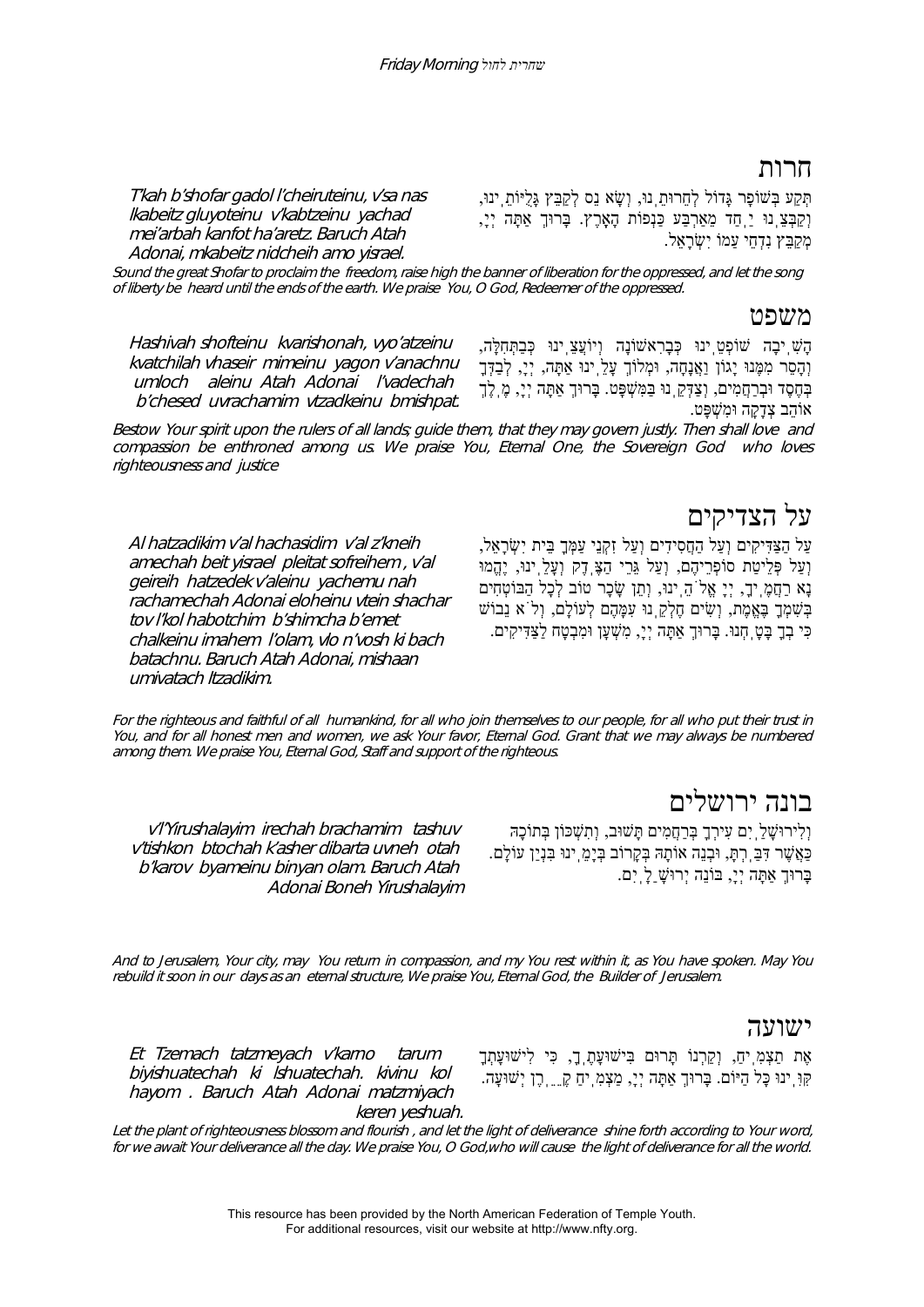## חרות

תְּקַע בְּשׁוֹפָר גָּדוֹל לְחֵרוּתֵנוּ, וְשָׂא נֵס לְקַבֵּץ גָּלֻיּוֹתֵינוּ, וְקַבְּצֵנוּ יַחַד מֵאַרְבַּע כַּנְפוֹת הָאָרֶץ. בָּרוּךְ אַתָּה יְיָ, מְקַבֵּץ נִדְחֵי עַמּוֹ יִשְׂרָאֵל.

*T'kah b'shofar gadol l'cheiruteinu, v'sa nas lkabeitz gluyoteinu v'kabtzeinu yachad mei'arbah kanfot ha'aretz. Baruch Atah Adonai, mkabeitz nidcheih amo yisrael.*

*Sound the great Shofar to proclaim the freedom, raise high the banner of liberation for the oppressed, and let the song of liberty be heard until the ends of the earth. We praise You, O God, Redeemer of the oppressed.*

## משפט

הָשִׁיבָה שׁוֹפְטֵינוּ כְּבָרִאשׁוֹנָה וְיוֹעֲצֵינוּ כְּבַתְּחִלָּה, וְהָסֵר מִמֶּנּוּ יָגוֹן וַאֲנָחָה, וּמְלוֹךְ עָלֵינוּ אַתָּה, יְיָ, לְבַדְּךָ בְּחֶסֶד וּבְרַחֲמִים, וְצַדְּקֵנוּ בַּמִּשְׁפָּט. בָּרוּךְ אַתָּה יְיָ, מֶלֶךְ אוֹהֵב צְדָקָה וּמִשְׁפָּט.

*Hashivah shofteinu kvarishonah, vyo'atzeinu kvatchilah vhaseir mimeinu yagon v'anachnu umloch aleinu Atah Adonai l'vadechah b'chesed uvrachamim vtzadkeinu bmishpat.*

*Bestow Your spirit upon the rulers of all lands; guide them, that they may govern justly. Then shall love and compassion be enthroned among us. We praise You, Eternal One, the Sovereign God who loves righteousness and justice*

## על הצדיקים

עַל הַצַּדִּיקִים וְעַל הַחֲסִידִים וְעַל זִקְנֵי עַמְּךָ בֵּית יִשְׂרָאֵל, וְעַל פְּלֵיטַת סוֹפְרֵיהֶם, וְעַל גֵּרֵי הַצֶּדֶק וְעָלֵינוּ, יֶהֱמוּ נָא רַחֲמֶיךָ, יְיָ אֱלֹהֵינוּ, וְתֵן שָׂכָר טוֹב לְכָל הַבּוֹטְחִים בְּשִׁמְךָ בֶּאֱמֶת, וְשִׂים חֶלְקֵנוּ עִמָּהֶם לְעוֹלָם, וְלֹא נֵבוֹשׁ כִּי בְךָ בָּטָחְנוּ. בָּרוּךְ אַתָּה יְיָ, מִשְׁעָן וּמִבְטָח לַצַּדִּיקִים.

*Al hatzadikim v'al hachasidim v'al z'kneih amechah beit yisrael pleitat sofreihem, v'al geireih hatzedek v'aleinu yachemu nah rachamechah Adonai eloheinu vtein shachar tov l'kol habotchim b'shimcha b'emet chalkeinu imahem l'olam, vlo n'vosh ki bach batachnu. Baruch Atah Adonai, mishaan umivatach ltzadikim.*

*For the righteous and faithful of all humankind, for all who join themselves to our people, for all who put their trust in You, and for all honest men and women, we ask Your favor, Eternal God. Grant that we may always be numbered among them. We praise You, Eternal God, Staff and support of the righteous.*

## בונה ירושלים

וְלִירוּשָׁלַיִם עִירְךָ בְּרַחֲמִים תָּשׁוּב, וְתִשְׁכּוֹן בְּתוֹכָהּ כַּאֲשֶׁר דִּבַּרְתָּ, וּבְנֵה אוֹתָהּ בְּקָרוֹב בְּיָמֵינוּ בִּנְיַן עוֹלָם. בָּרוּךְ אַתָּה יְיָ, בּוֹנֵה יְרוּשָׁלָיִם.

*v'l'Yirushalayim irechah brachamim tashuv v'tishkon btochah k'asher dibarta uvneh otah b'karov byameinu binyan olam. Baruch Atah Adonai Boneh Yirushalayim*

*And to Jerusalem, Your city, may You return in compassion, and my You rest within it, as You have spoken. May You rebuild it soon in our days as an eternal structure, We praise You, Eternal God, the Builder of Jerusalem.*

## ישועה

אֶת צֶמַח תַּצְמִיחַ, וְקַרְנוֹ תָּרוּם בִּישׁוּעָתֶךָ, כִּי לִישׁוּעָתְךָ קִוִּינוּ כָּל הַיּוֹם. בָּרוּךְ אַתָּה יְיָ, מַצְמִיחַ קֶרֶן יְשׁוּעָה.

*Et Tzemach tatzmeyach v'karno tarum biyishuatechah ki lshuatechah kivinu kol hayom. Baruch Atah Adonai matzmiyach keren yeshuah.*

*Let the plant of righteousness blossom and flourish, and let the light of deliverance shine forth according to Your word, for we await Your deliverance all the day. We praise You, O God,who will cause the light of deliverance for all the world.*

This resource has been provided by the North American Federation of Temple Youth. For additional resources, visit our website at http://www.nfty.org.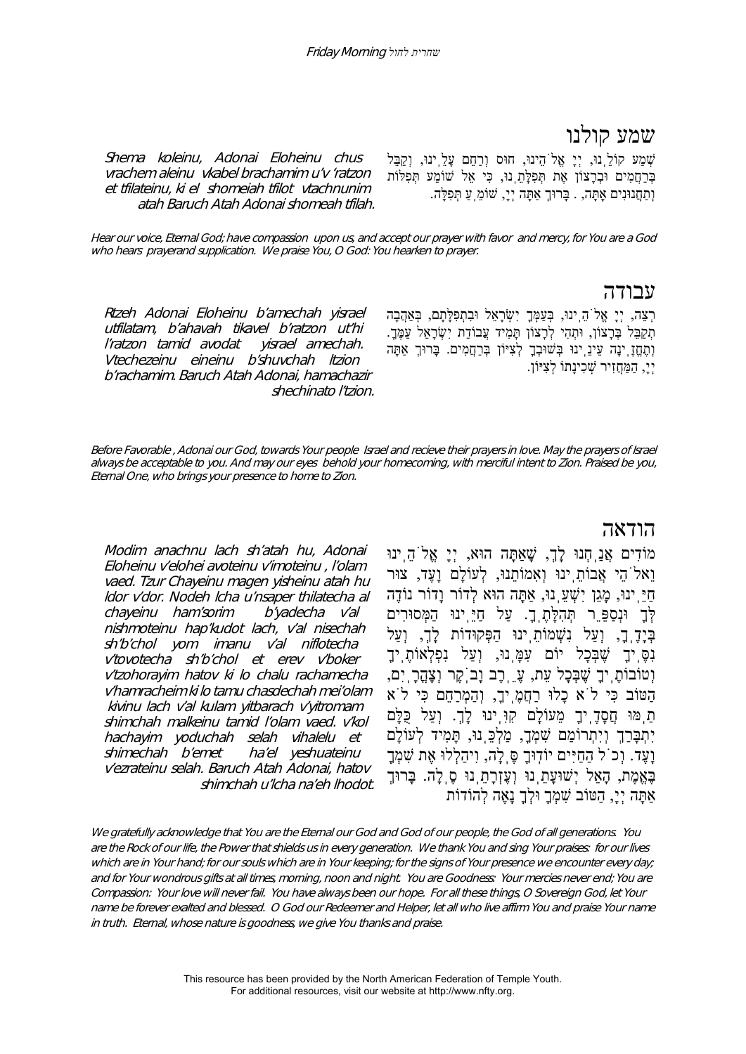## שמע קולנו

שְׁמַע קוֹלֵ֫נוּ, יְיָ אֱלֹ֫הֵינוּ, חוּס וְרַחֵם עָלֵ֫ינוּ, וְקַבֵּל בְּרַחֲמִים וּבְרָצוֹן אֶת תְּפִלָּתֵ֫נוּ, כִּי אֵל שׁוֹמֵעַ תְּפִלּוֹת וְתַחֲנוּנִים אָתָּה, . בָּרוּךְ אַתָּה יְיָ, שׁוֹמֵ֫עַ תְּפִלָּה.

*Shema koleinu, Adonai Eloheinu chus vrachem aleinu vkabel brachamim u'v 'ratzon et tfilateinu, ki el shomeiah tfilot vtachnunim atah Baruch Atah Adonai shomeah tfilah.*

*Hear our voice, Eternal God; have compassion upon us, and accept our prayer with favor and mercy, for You are a God who hears prayerand supplication. We praise You, O God: You hearken to prayer.*

## עבודה

רְצֵה, יְיָ אֱלֹ֫הֵ֫ינוּ, בְּעַמְּךָ יִשְׂרָאֵל וּבִתְפִלָּתָם, בְּאַהֲבָה תְקַבֵּל בְּרָצוֹן, וּתְהִי לְרָצוֹן תָּמִיד עֲבוֹדַת יִשְׂרָאֵל עַמֶּךָ. וְתֶחֱזֶ֫ינָה עֵינֵ֫ינוּ בְּשׁוּבְךָ לְצִיּוֹן בְּרַחֲמִים. בָּרוּךְ אַתָּה יְיָ, הַמַּחֲזִיר שְׁכִינָתוֹ לְצִיּוֹן.

*Rtzeh Adonai Eloheinu b'amechah yisrael utfilatam, b'ahavah tikavel b'ratzon ut'hi l'ratzon tamid avodat yisrael amechah. Vtechezeinu eineinu b'shuvchah ltzion b'rachamim. Baruch Atah Adonai, hamachazir shechinato l'tzion.*

*Before Favorable , Adonai our God, towards Your people Israel and recieve their prayers in love. May the prayers of Israel always be acceptable to you. And may our eyes behold your homecoming, with merciful intent to Zion. Praised be you, Eternal One, who brings your presence to home to Zion.*

## הודאה

מוֹדִים אֲנַ֫חְנוּ לָךְ, שָׁאַתָּה הוּא, יְיָ אֱלֹ֫הֵ֫ינוּ וֵאלֹ֫הֵי אֲבוֹתֵ֫ינוּ וְאִמּוֹתֵינוּ, לְעוֹלָם וָעֶד, צוּר חַיֵּ֫ינוּ, מָגֵן יִשְׁעֵ֫נוּ, אַתָּה הוּא לְדוֹר וָדוֹר נוֹדֶה לְּךָ וּנְסַפֵּר תְּהִלָּתֶ֫ךָ. עַל חַיֵּ֫ינוּ הַמְּסוּרִים בְּיָדֶ֫ךָ, וְעַל נִשְׁמוֹתֵ֫ינוּ הַפְּקוּדוֹת לָךְ, וְעַל נִסֶּ֫יךָ שֶׁבְּכָל יוֹם עִמָּ֫נוּ, וְעַל נִפְלְאוֹתֶ֫יךָ וְטוֹבוֹתֶ֫יךָ שֶׁבְּכָל עֵת, עֶ֫רֶב וָבֹ֫קֶר וְצָהֳרָ֫יִם, הַטּוֹב כִּי לֹא כָלוּ רַחֲמֶ֫יךָ, וְהַמְרַחֵם כִּי לֹא תַ֫מּוּ חֲסָדֶ֫יךָ מֵעוֹלָם קִוִּ֫ינוּ לָךְ. וְעַל כֻּלָּם יִתְבָּרַךְ וְיִתְרוֹמַם שִׁמְךָ, מַלְכֵּ֫נוּ, תָּמִיד לְעוֹלָם וָעֶד. וְכֹל הַחַיִּים יוֹדוּךָ סֶּ֫לָה, וִיהַלְלוּ אֶת שִׁמְךָ בֶּאֱמֶת, הָאֵל יְשׁוּעָתֵ֫נוּ וְעֶזְרָתֵ֫נוּ סֶ֫לָה. בָּרוּךְ אַתָּה יְיָ, הַטּוֹב שִׁמְךָ וּלְךָ נָאֶה לְהוֹדוֹת

*Modim anachnu lach sh'atah hu, Adonai Eloheinu v'elohei avoteinu v'imoteinu , l'olam vaed. Tzur Chayeinu magen yisheinu atah hu ldor v'dor. Nodeh lcha u'nsaper thilatecha al chayeinu ham'sorim b'yadecha v'al nishmoteinu hap'kudot lach, v'al nisechah sh'b'chol yom imanu v'al niflotecha v'tovotecha sh'b'chol et erev v'boker v'tzohorayim hatov ki lo chalu rachamecha v'hamracheim ki lo tamu chasdechah mei'olam kivinu lach v'al kulam yitbarach v'yitromam shimchah malkeinu tamid l'olam vaed. v'kol hachayim yoduchah selah vihalelu et shimechah b'emet ha'el yeshuateinu v'ezrateinu selah. Baruch Atah Adonai, hatov shimchah u'lcha na'eh lhodot.*

*We gratefully acknowledge that You are the Eternal our God and God of our people, the God of all generations. You are the Rock of our life, the Power that shields us in every generation. We thank You and sing Your praises: for our lives which are in Your hand; for our souls which are in Your keeping; for the signs of Your presence we encounter every day; and for Your wondrous gifts at all times, morning, noon and night. You are Goodness: Your mercies never end; You are Compassion: Your love will never fail. You have always been our hope. For all these things, O Sovereign God, let Your name be forever exalted and blessed. O God our Redeemer and Helper, let all who live affirm You and praise Your name in truth. Eternal, whose nature is goodness, we give You thanks and praise.*

This resource has been provided by the North American Federation of Temple Youth.
For additional resources, visit our website at http://www.nfty.org.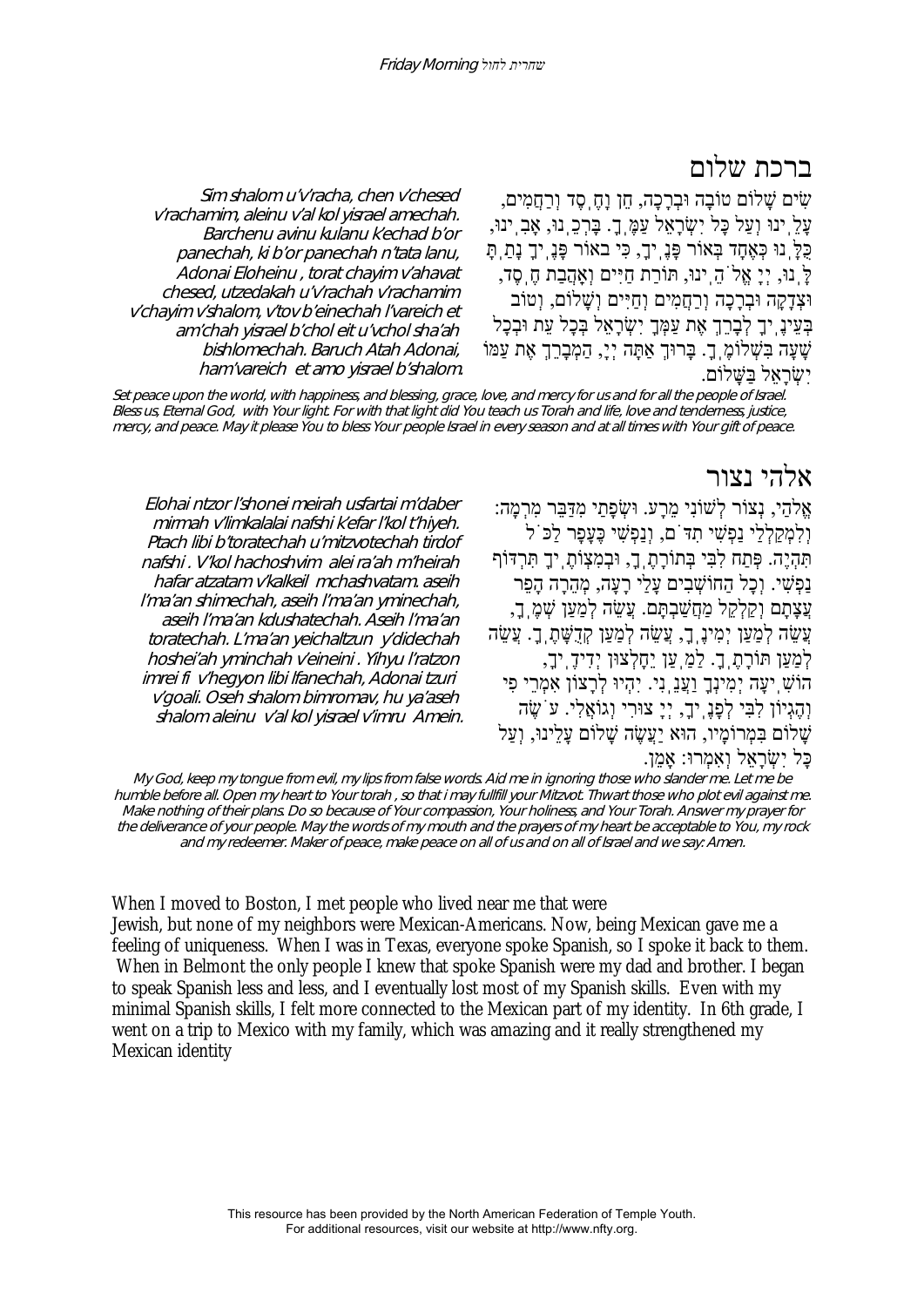## ברכת שלום

שִׂים שָׁלוֹם טוֹבָה וּבְרָכָה, חֵן וָחֶסֶד וְרַחֲמִים, עָלֵינוּ וְעַל כָּל יִשְׂרָאֵל עַמֶּךָ. בָּרְכֵנוּ, אָבִינוּ, כֻּלָּנוּ כְּאֶחָד בְּאוֹר פָּנֶיךָ, כִּי באוֹר פָּנֶיךָ נָתַתָּ לָּנוּ, יְיָ אֱלֹהֵינוּ, תּוֹרַת חַיִּים וְאַהֲבַת חֶסֶד, וּצְדָקָה וּבְרָכָה וְרַחֲמִים וְחַיִּים וְשָׁלוֹם, וְטוֹב בְּעֵינֶיךָ לְבָרֵךְ אֶת עַמְּךָ יִשְׂרָאֵל בְּכָל עֵת וּבְכָל שָׁעָה בִּשְׁלוֹמֶךָ. בָּרוּךְ אַתָּה יְיָ, הַמְבָרֵךְ אֶת עַמּוֹ יִשְׂרָאֵל בַּשָּׁלוֹם.

*Sim shalom u'v'racha, chen v'chesed v'rachamim, aleinu v'al kol yisrael amechah. Barchenu avinu kulanu k'echad b'or panechah, ki b'or panechah n'tata lanu, Adonai Eloheinu , torat chayim v'ahavat chesed, utzedakah u'v'rachah v'rachamim v'chayim v'shalom, v'tov b'einechah l'vareich et am'chah yisrael b'chol eit u'vchol sha'ah bishlomechah. Baruch Atah Adonai, ham'vareich et amo yisrael b'shalom.*

*Set peace upon the world, with happiness, and blessing, grace, love, and mercy for us and for all the people of Israel. Bless us, Eternal God, with Your light. For with that light did You teach us Torah and life, love and tenderness, justice, mercy, and peace. May it please You to bless Your people Israel in every season and at all times with Your gift of peace.*

## אלהי נצור

אֱלֹהַי, נְצוֹר לְשׁוֹנִי מֵרָע. וּשְׂפָתַי מִדַּבֵּר מִרְמָה: וְלִמְקַלְלַי נַפְשִׁי תִדֹּם, וְנַפְשִׁי כֶּעָפָר לַכֹּל תִּהְיֶה. פְּתַח לִבִּי בְּתוֹרָתֶךָ, וּבְמִצְוֹתֶיךָ תִּרְדּוֹף נַפְשִׁי. וְכָל הַחוֹשְׁבִים עָלַי רָעָה, מְהֵרָה הָפֵר עֲצָתָם וְקַלְקֵל מַחֲשַׁבְתָּם. עֲשֵׂה לְמַעַן שְׁמֶךָ, עֲשֵׂה לְמַעַן יְמִינֶךָ, עֲשֵׂה לְמַעַן קְדֻשָּׁתֶךָ. עֲשֵׂה לְמַעַן תּוֹרָתֶךָ. לְמַעַן יֵחָלְצוּן יְדִידֶיךָ, הוֹשִׁיעָה יְמִינְךָ וַעֲנֵנִי. יִהְיוּ לְרָצוֹן אִמְרֵי פִי וְהֶגְיוֹן לִבִּי לְפָנֶיךָ, יְיָ צוּרִי וְגוֹאֲלִי. עֹשֶׂה שָׁלוֹם בִּמְרוֹמָיו, הוּא יַעֲשֶׂה שָׁלוֹם עָלֵינוּ, וְעַל כָּל יִשְׂרָאֵל וְאִמְרוּ: אָמֵן.

*Elohai ntzor l'shonei meirah usfartai m'daber mirmah v'limkalalai nafshi k'efar l'kol t'hiyeh. Ptach libi b'toratechah u'mitzvotechah tirdof nafshi . V'kol hachoshvim alei ra'ah m'heirah hafar atzatam v'kalkeil mchashvatam. aseih l'ma'an shimechah, aseih l'ma'an yminechah, aseih l'ma'an kdushatechah. Aseih l'ma'an toratechah. L'ma'an yeichaltzun y'didechah hoshei'ah yminchah v'eineini . Yihyu l'ratzon imrei fi v'hegyon libi lfanechah, Adonai tzuri v'goali. Oseh shalom bimromav, hu ya'aseh shalom aleinu v'al kol yisrael v'imru Amein.*

*My God, keep my tongue from evil, my lips from false words. Aid me in ignoring those who slander me. Let me be humble before all. Open my heart to Your torah , so that i may fullfill your Mitzvot. Thwart those who plot evil against me. Make nothing of their plans. Do so because of Your compassion, Your holiness, and Your Torah. Answer my prayer for the deliverance of your people. May the words of my mouth and the prayers of my heart be acceptable to You, my rock and my redeemer. Maker of peace, make peace on all of us and on all of Israel and we say: Amen.*

When I moved to Boston, I met people who lived near me that were Jewish, but none of my neighbors were Mexican-Americans. Now, being Mexican gave me a feeling of uniqueness. When I was in Texas, everyone spoke Spanish, so I spoke it back to them. When in Belmont the only people I knew that spoke Spanish were my dad and brother. I began to speak Spanish less and less, and I eventually lost most of my Spanish skills. Even with my minimal Spanish skills, I felt more connected to the Mexican part of my identity. In 6th grade, I went on a trip to Mexico with my family, which was amazing and it really strengthened my Mexican identity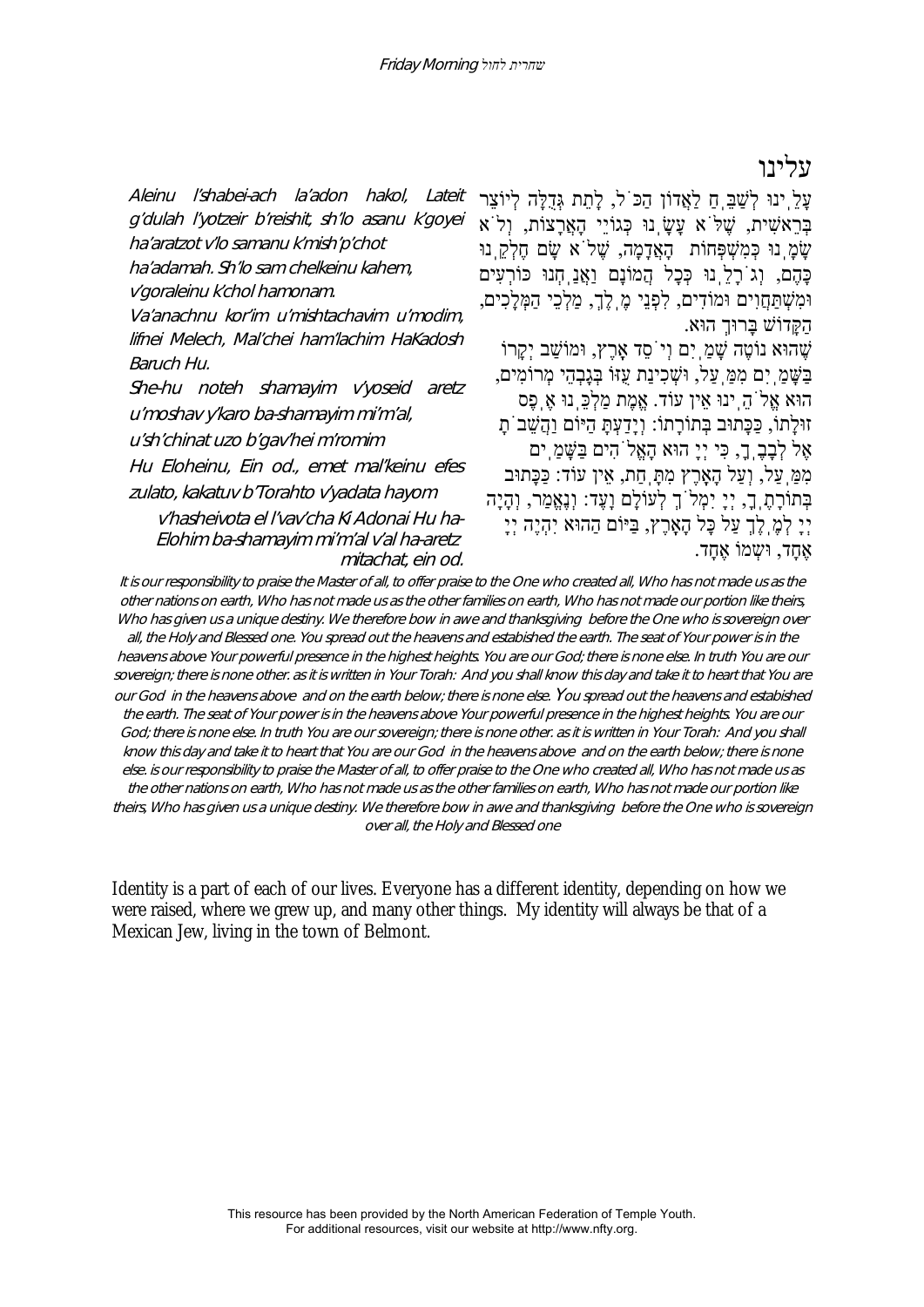# עלינו

עָלֵינוּ לְשַׁבֵּחַ לַאֲדוֹן הַכֹּל, לָתֵת גְּדֻלָּה לְיוֹצֵר בְּרֵאשִׁית, שֶׁלֹּא עָשָׂנוּ כְּגוֹיֵי הָאֲרָצוֹת, וְלֹא שָׂמָנוּ כְּמִשְׁפְּחוֹת הָאֲדָמָה, שֶׁלֹּא שָׂם חֶלְקֵנוּ כָּהֶם, וְגֹרָלֵנוּ כְּכָל הֲמוֹנָם. וַאֲנַחְנוּ כּוֹרְעִים וּמִשְׁתַּחֲוִים וּמוֹדִים, לִפְנֵי מֶלֶךְ, מַלְכֵי הַמְּלָכִים, הַקָּדוֹשׁ בָּרוּךְ הוּא.

שֶׁהוּא נוֹטֶה שָׁמַיִם וְיֹסֵד אָרֶץ, וּמוֹשַׁב יְקָרוֹ בַּשָּׁמַיִם מִמַּעַל, וּשְׁכִינַת עֻזּוֹ בְּגָבְהֵי מְרוֹמִים, הוּא אֱלֹהֵינוּ אֵין עוֹד. אֱמֶת מַלְכֵּנוּ אֶפֶס זוּלָתוֹ, כַּכָּתוּב בְּתוֹרָתוֹ: וְיָדַעְתָּ הַיּוֹם וַהֲשֵׁבֹתָ אֶל לְבָבֶךָ, כִּי יְיָ הוּא הָאֱלֹהִים בַּשָּׁמַיִם מִמַּעַל, וְעַל הָאָרֶץ מִתָּחַת, אֵין עוֹד: כַּכָּתוּב בְּתוֹרָתֶךָ, יְיָ יִמְלֹךְ לְעוֹלָם וָעֶד: וְנֶאֱמַר, וְהָיָה יְיָ לְמֶלֶךְ עַל כָּל הָאָרֶץ, בַּיּוֹם הַהוּא יִהְיֶה יְיָ אֶחָד, וּשְׁמוֹ אֶחָד.

*Aleinu l'shabei-ach la'adon hakol, Lateit g'dulah l'yotzeir b'reishit, sh'lo asanu k'goyei ha'aratzot v'lo samanu k'mish'p'chot ha'adamah. Sh'lo sam chelkeinu kahem, v'goraleinu k'chol hamonam.*

*Va'anachnu kor'im u'mishtachavim u'modim, lifnei Melech, Mal'chei ham'lachim HaKadosh Baruch Hu.*

*She-hu noteh shamayim v'yoseid aretz u'moshav y'karo ba-shamayim mi'm'al, u'sh'chinat uzo b'gav'hei m'romim*

*Hu Eloheinu, Ein od., emet mal'keinu efes zulato, kakatuv b'Torahto v'yadata hayom v'hasheivota el l'vav'cha Ki Adonai Hu ha-Elohim ba-shamayim mi'm'al v'al ha-aretz mitachat, ein od.*

*It is our responsibility to praise the Master of all, to offer praise to the One who created all, Who has not made us as the other nations on earth, Who has not made us as the other families on earth, Who has not made our portion like theirs, Who has given us a unique destiny. We therefore bow in awe and thanksgiving before the One who is sovereign over all, the Holy and Blessed one. You spread out the heavens and estabished the earth. The seat of Your power is in the heavens above Your powerful presence in the highest heights. You are our God; there is none else. In truth You are our sovereign; there is none other. as it is written in Your Torah: And you shall know this day and take it to heart that You are our God in the heavens above and on the earth below; there is none else. You spread out the heavens and estabished the earth. The seat of Your power is in the heavens above Your powerful presence in the highest heights. You are our God; there is none else. In truth You are our sovereign; there is none other. as it is written in Your Torah: And you shall know this day and take it to heart that You are our God in the heavens above and on the earth below; there is none else. is our responsibility to praise the Master of all, to offer praise to the One who created all, Who has not made us as the other nations on earth, Who has not made us as the other families on earth, Who has not made our portion like theirs, Who has given us a unique destiny. We therefore bow in awe and thanksgiving before the One who is sovereign over all, the Holy and Blessed one*

Identity is a part of each of our lives. Everyone has a different identity, depending on how we were raised, where we grew up, and many other things. My identity will always be that of a Mexican Jew, living in the town of Belmont.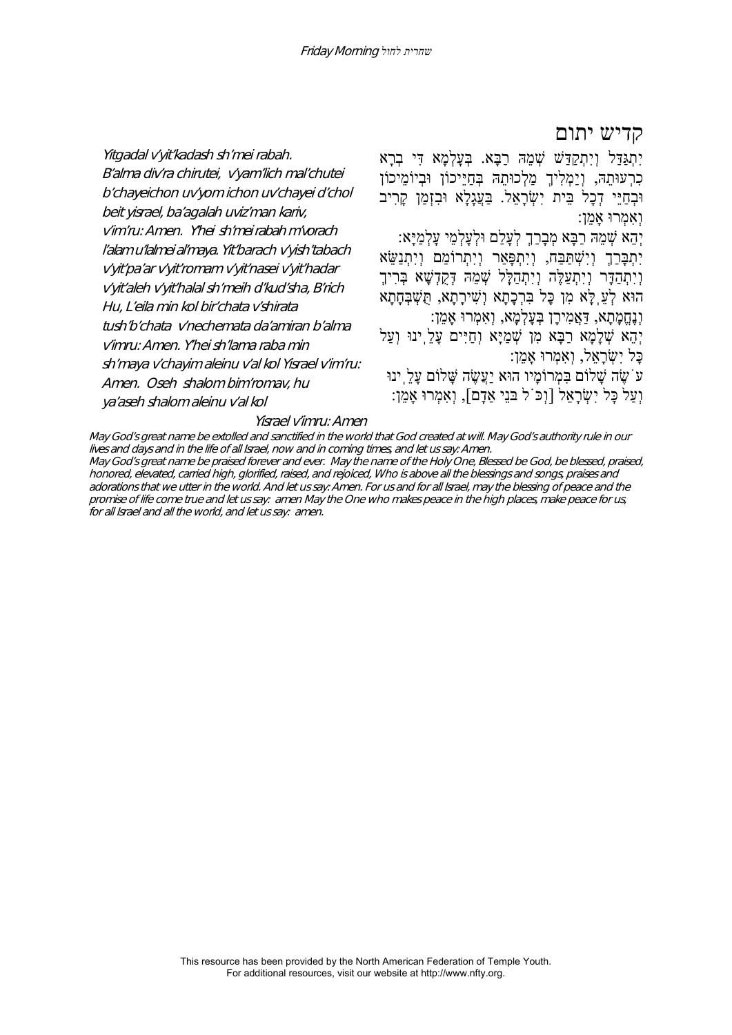## קדיש יתום

יִתְגַּדַּל וְיִתְקַדַּשׁ שְׁמֵהּ רַבָּא. בְּעָלְמָא דִּי בְרָא כִרְעוּתֵהּ, וְיַמְלִיךְ מַלְכוּתֵהּ בְּחַיֵּיכוֹן וּבְיוֹמֵיכוֹן וּבְחַיֵּי דְכָל בֵּית יִשְׂרָאֵל. בַּעֲגָלָא וּבִזְמַן קָרִיב וְאִמְרוּ אָמֵן:

יְהֵא שְׁמֵהּ רַבָּא מְבָרַךְ לְעָלַם וּלְעָלְמֵי עָלְמַיָּא: יִתְבָּרַךְ וְיִשְׁתַּבַּח, וְיִתְפָּאַר וְיִתְרוֹמַם וְיִתְנַשֵּׂא וְיִתְהַדָּר וְיִתְעַלֶּה וְיִתְהַלָּל שְׁמֵהּ דְּקֻדְשָׁא בְּרִיךְ הוּא לְעֵ֥לָּא מִן כָּל בִּרְכָתָא וְשִׁירָתָא, תֻּשְׁבְּחָתָא וְנֶחֱמָתָא, דַּאֲמִירָן בְּעָלְמָא, וְאִמְרוּ אָמֵן:

יְהֵא שְׁלָמָא רַבָּא מִן שְׁמַיָּא וְחַיִּים עָלֵ֫ינוּ וְעַל כָּל יִשְׂרָאֵל, וְאִמְרוּ אָמֵן:

עֹ֫שֶׂה שָׁלוֹם בִּמְרוֹמָיו הוּא יַעֲשֶׂה שָׁלוֹם עָלֵ֫ינוּ וְעַל כָּל יִשְׂרָאֵל [וְכֹ֫ל בְּנֵי אָדָם], וְאִמְרוּ אָמֵן:

*Yitgadal v'yit'kadash sh'mei rabah. B'alma div'ra chirutei, v'yam'lich mal'chutei b'chayeichon uv'yom ichon uv'chayei d'chol beit yisrael, ba'agalah uviz'man kariv, v'im'ru: Amen. Y'hei sh'mei rabah m'vorach l'alam u'lalmei al'maya. Yit'barach v'yish'tabach v'yit'pa'ar v'yit'romam v'yit'nasei v'yit'hadar v'yit'aleh v'yit'halal sh'meih d'kud'sha, B'rich Hu, L'eila min kol bir'chata v'shirata tush'b'chata v'nechemata da'amiran b'alma v'imru: Amen. Y'hei sh'lama raba min sh'maya v'chayim aleinu v'al kol Yisrael v'im'ru: Amen. Oseh shalom bim'romav, hu ya'aseh shalom aleinu v'al kol Yisrael v'imru: Amen*

*May God's great name be extolled and sanctified in the world that God created at will. May God's authority rule in our lives and days and in the life of all Israel, now and in coming times, and let us say: Amen.*

*May God's great name be praised forever and ever. May the name of the Holy One, Blessed be God, be blessed, praised, honored, elevated, carried high, glorified, raised, and rejoiced, Who is above all the blessings and songs, praises and adorations that we utter in the world. And let us say: Amen. For us and for all Israel, may the blessing of peace and the promise of life come true and let us say: amen May the One who makes peace in the high places, make peace for us, for all Israel and all the world, and let us say: amen.*

This resource has been provided by the North American Federation of Temple Youth.
For additional resources, visit our website at http://www.nfty.org.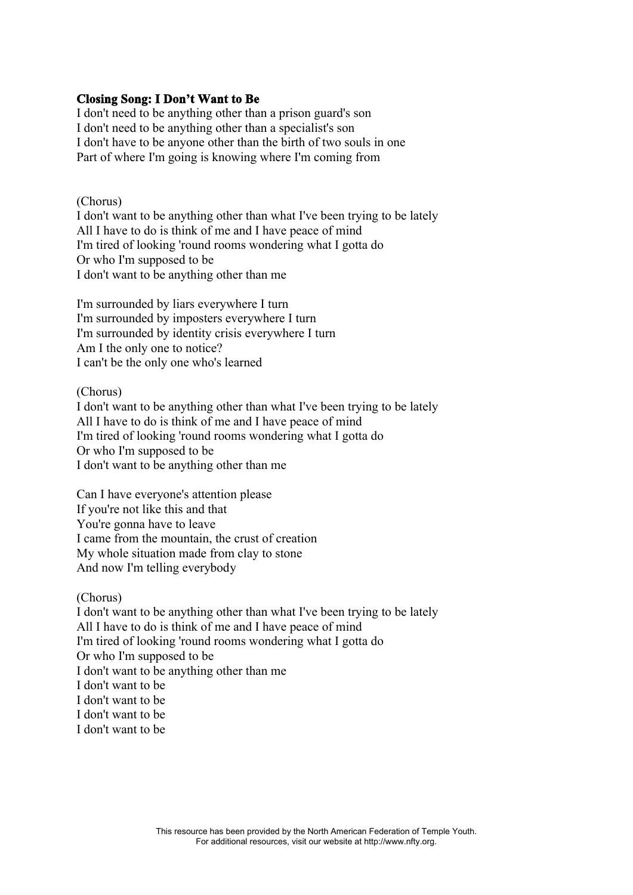**Closing Song: I Don't Want to Be**

I don't need to be anything other than a prison guard's son
I don't need to be anything other than a specialist's son
I don't have to be anyone other than the birth of two souls in one
Part of where I'm going is knowing where I'm coming from

(Chorus)
I don't want to be anything other than what I've been trying to be lately
All I have to do is think of me and I have peace of mind
I'm tired of looking 'round rooms wondering what I gotta do
Or who I'm supposed to be
I don't want to be anything other than me

I'm surrounded by liars everywhere I turn
I'm surrounded by imposters everywhere I turn
I'm surrounded by identity crisis everywhere I turn
Am I the only one to notice?
I can't be the only one who's learned

(Chorus)
I don't want to be anything other than what I've been trying to be lately
All I have to do is think of me and I have peace of mind
I'm tired of looking 'round rooms wondering what I gotta do
Or who I'm supposed to be
I don't want to be anything other than me

Can I have everyone's attention please
If you're not like this and that
You're gonna have to leave
I came from the mountain, the crust of creation
My whole situation made from clay to stone
And now I'm telling everybody

(Chorus)
I don't want to be anything other than what I've been trying to be lately
All I have to do is think of me and I have peace of mind
I'm tired of looking 'round rooms wondering what I gotta do
Or who I'm supposed to be
I don't want to be anything other than me
I don't want to be
I don't want to be
I don't want to be
I don't want to be

This resource has been provided by the North American Federation of Temple Youth.
For additional resources, visit our website at http://www.nfty.org.